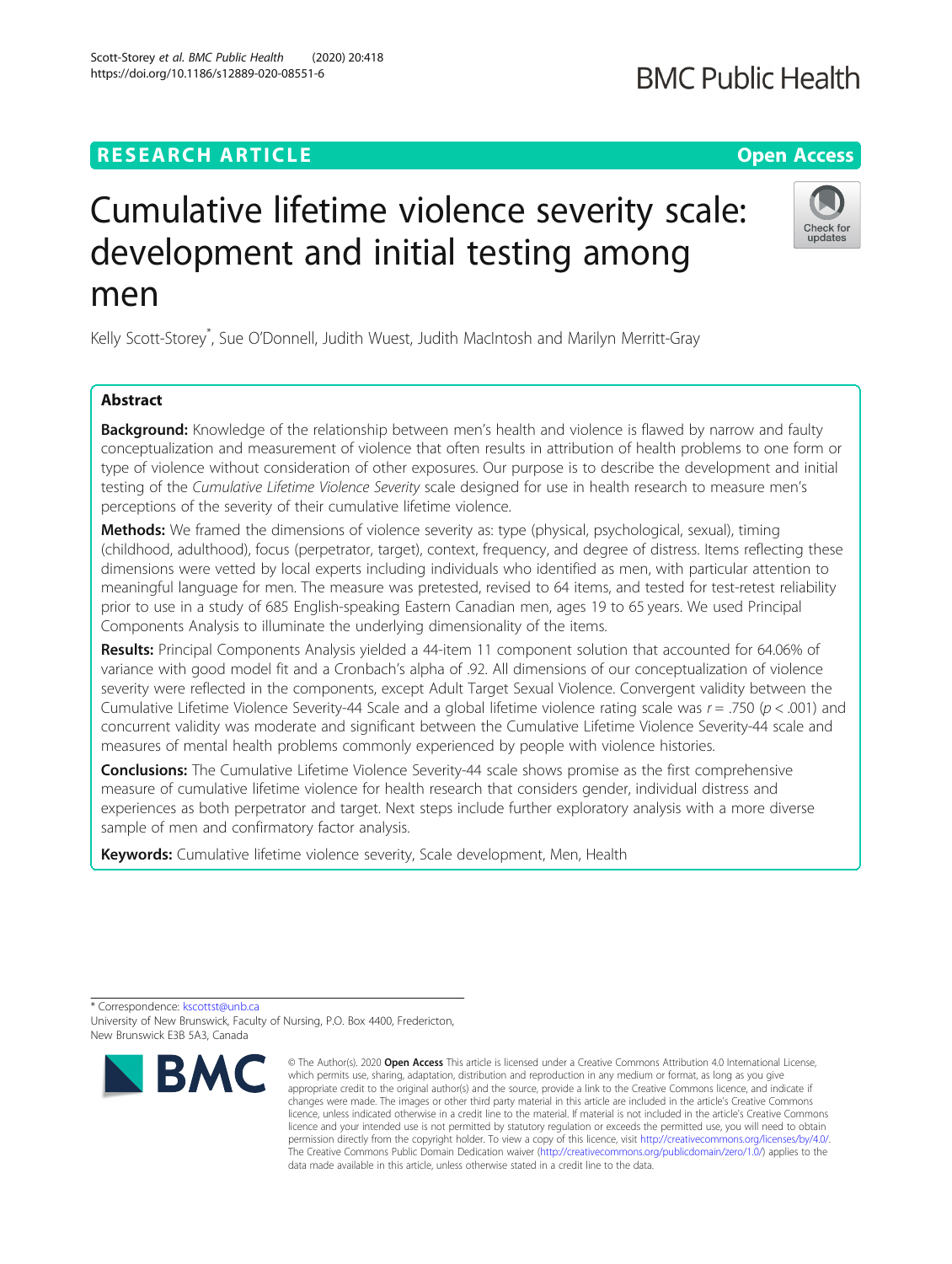RESEARCH ARTICLE

Open Access

# Cumulative lifetime violence severity scale: development and initial testing among men

Kelly Scott-Storey*, Sue O'Donnell, Judith Wuest, Judith MacIntosh and Marilyn Merritt-Gray

## Abstract

**Background:** Knowledge of the relationship between men's health and violence is flawed by narrow and faulty conceptualization and measurement of violence that often results in attribution of health problems to one form or type of violence without consideration of other exposures. Our purpose is to describe the development and initial testing of the *Cumulative Lifetime Violence Severity* scale designed for use in health research to measure men's perceptions of the severity of their cumulative lifetime violence.

**Methods:** We framed the dimensions of violence severity as: type (physical, psychological, sexual), timing (childhood, adulthood), focus (perpetrator, target), context, frequency, and degree of distress. Items reflecting these dimensions were vetted by local experts including individuals who identified as men, with particular attention to meaningful language for men. The measure was pretested, revised to 64 items, and tested for test-retest reliability prior to use in a study of 685 English-speaking Eastern Canadian men, ages 19 to 65 years. We used Principal Components Analysis to illuminate the underlying dimensionality of the items.

**Results:** Principal Components Analysis yielded a 44-item 11 component solution that accounted for 64.06% of variance with good model fit and a Cronbach's alpha of .92. All dimensions of our conceptualization of violence severity were reflected in the components, except Adult Target Sexual Violence. Convergent validity between the Cumulative Lifetime Violence Severity-44 Scale and a global lifetime violence rating scale was $r = .750$ ($p < .001$) and concurrent validity was moderate and significant between the Cumulative Lifetime Violence Severity-44 scale and measures of mental health problems commonly experienced by people with violence histories.

**Conclusions:** The Cumulative Lifetime Violence Severity-44 scale shows promise as the first comprehensive measure of cumulative lifetime violence for health research that considers gender, individual distress and experiences as both perpetrator and target. Next steps include further exploratory analysis with a more diverse sample of men and confirmatory factor analysis.

**Keywords:** Cumulative lifetime violence severity, Scale development, Men, Health

---

* Correspondence: kscottst@unb.ca
University of New Brunswick, Faculty of Nursing, P.O. Box 4400, Fredericton, New Brunswick E3B 5A3, Canada

© The Author(s). 2020 **Open Access** This article is licensed under a Creative Commons Attribution 4.0 International License, which permits use, sharing, adaptation, distribution and reproduction in any medium or format, as long as you give appropriate credit to the original author(s) and the source, provide a link to the Creative Commons licence, and indicate if changes were made. The images or other third party material in this article are included in the article's Creative Commons licence, unless indicated otherwise in a credit line to the material. If material is not included in the article's Creative Commons licence and your intended use is not permitted by statutory regulation or exceeds the permitted use, you will need to obtain permission directly from the copyright holder. To view a copy of this licence, visit http://creativecommons.org/licenses/by/4.0/. The Creative Commons Public Domain Dedication waiver (http://creativecommons.org/publicdomain/zero/1.0/) applies to the data made available in this article, unless otherwise stated in a credit line to the data.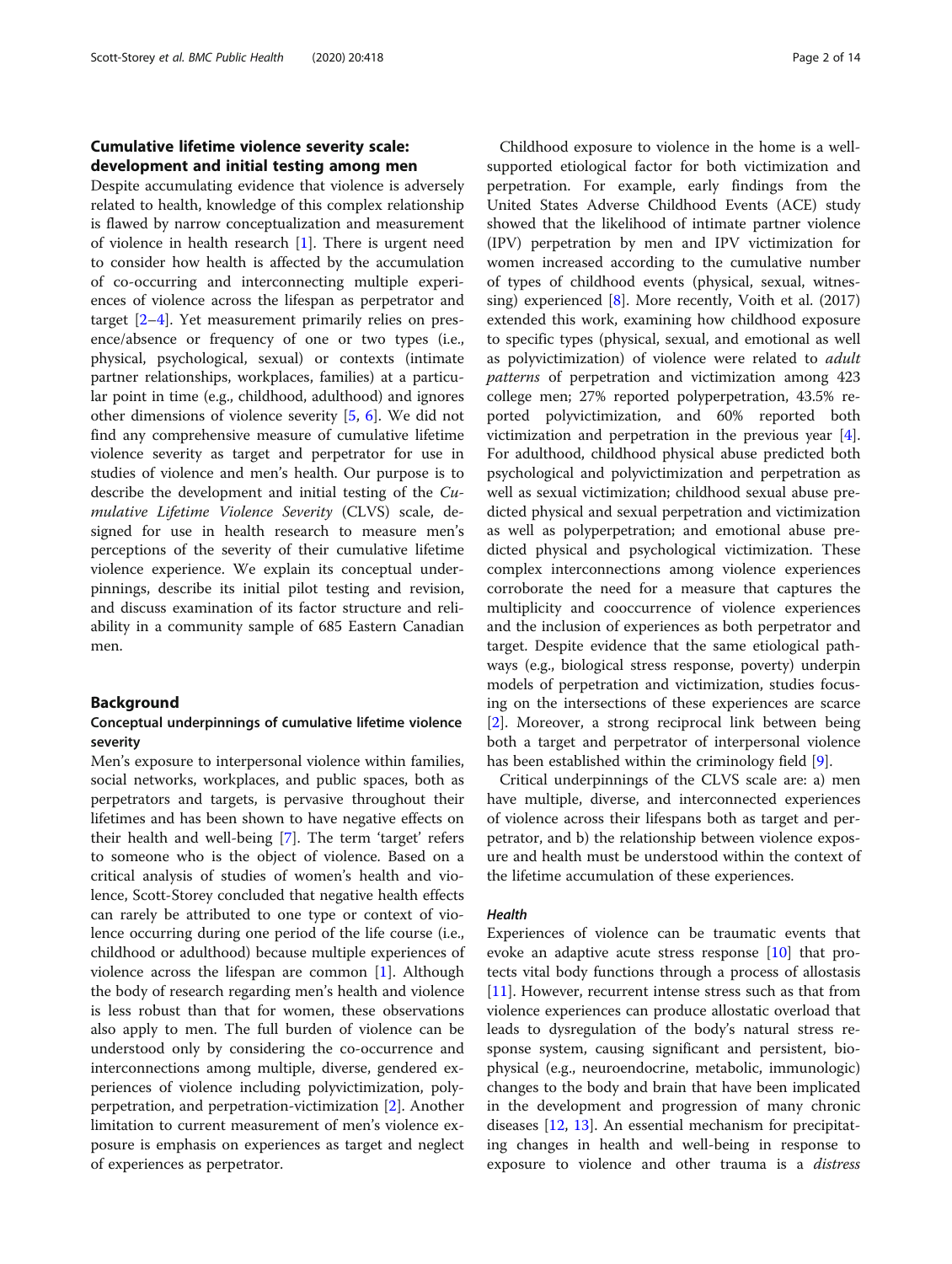## Cumulative lifetime violence severity scale: development and initial testing among men

Despite accumulating evidence that violence is adversely related to health, knowledge of this complex relationship is flawed by narrow conceptualization and measurement of violence in health research [1]. There is urgent need to consider how health is affected by the accumulation of co-occurring and interconnecting multiple experiences of violence across the lifespan as perpetrator and target [2–4]. Yet measurement primarily relies on presence/absence or frequency of one or two types (i.e., physical, psychological, sexual) or contexts (intimate partner relationships, workplaces, families) at a particular point in time (e.g., childhood, adulthood) and ignores other dimensions of violence severity [5, 6]. We did not find any comprehensive measure of cumulative lifetime violence severity as target and perpetrator for use in studies of violence and men's health. Our purpose is to describe the development and initial testing of the *Cumulative Lifetime Violence Severity* (CLVS) scale, designed for use in health research to measure men's perceptions of the severity of their cumulative lifetime violence experience. We explain its conceptual underpinnings, describe its initial pilot testing and revision, and discuss examination of its factor structure and reliability in a community sample of 685 Eastern Canadian men.

## Background

### Conceptual underpinnings of cumulative lifetime violence severity

Men's exposure to interpersonal violence within families, social networks, workplaces, and public spaces, both as perpetrators and targets, is pervasive throughout their lifetimes and has been shown to have negative effects on their health and well-being [7]. The term 'target' refers to someone who is the object of violence. Based on a critical analysis of studies of women's health and violence, Scott-Storey concluded that negative health effects can rarely be attributed to one type or context of violence occurring during one period of the life course (i.e., childhood or adulthood) because multiple experiences of violence across the lifespan are common [1]. Although the body of research regarding men's health and violence is less robust than that for women, these observations also apply to men. The full burden of violence can be understood only by considering the co-occurrence and interconnections among multiple, diverse, gendered experiences of violence including polyvictimization, polyperpetration, and perpetration-victimization [2]. Another limitation to current measurement of men's violence exposure is emphasis on experiences as target and neglect of experiences as perpetrator.

Childhood exposure to violence in the home is a well-supported etiological factor for both victimization and perpetration. For example, early findings from the United States Adverse Childhood Events (ACE) study showed that the likelihood of intimate partner violence (IPV) perpetration by men and IPV victimization for women increased according to the cumulative number of types of childhood events (physical, sexual, witnessing) experienced [8]. More recently, Voith et al. (2017) extended this work, examining how childhood exposure to specific types (physical, sexual, and emotional as well as polyvictimization) of violence were related to *adult patterns* of perpetration and victimization among 423 college men; 27% reported polyperpetration, 43.5% reported polyvictimization, and 60% reported both victimization and perpetration in the previous year [4]. For adulthood, childhood physical abuse predicted both psychological and polyvictimization and perpetration as well as sexual victimization; childhood sexual abuse predicted physical and sexual perpetration and victimization as well as polyperpetration; and emotional abuse predicted physical and psychological victimization. These complex interconnections among violence experiences corroborate the need for a measure that captures the multiplicity and cooccurrence of violence experiences and the inclusion of experiences as both perpetrator and target. Despite evidence that the same etiological pathways (e.g., biological stress response, poverty) underpin models of perpetration and victimization, studies focusing on the intersections of these experiences are scarce [2]. Moreover, a strong reciprocal link between being both a target and perpetrator of interpersonal violence has been established within the criminology field [9].

Critical underpinnings of the CLVS scale are: a) men have multiple, diverse, and interconnected experiences of violence across their lifespans both as target and perpetrator, and b) the relationship between violence exposure and health must be understood within the context of the lifetime accumulation of these experiences.

#### *Health*

Experiences of violence can be traumatic events that evoke an adaptive acute stress response [10] that protects vital body functions through a process of allostasis [11]. However, recurrent intense stress such as that from violence experiences can produce allostatic overload that leads to dysregulation of the body's natural stress response system, causing significant and persistent, biophysical (e.g., neuroendocrine, metabolic, immunologic) changes to the body and brain that have been implicated in the development and progression of many chronic diseases [12, 13]. An essential mechanism for precipitating changes in health and well-being in response to exposure to violence and other trauma is a *distress*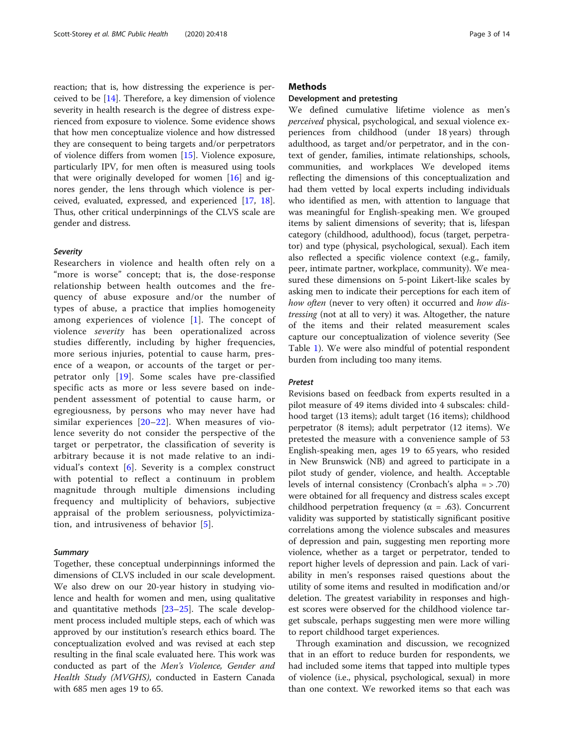reaction; that is, how distressing the experience is perceived to be [14]. Therefore, a key dimension of violence severity in health research is the degree of distress experienced from exposure to violence. Some evidence shows that how men conceptualize violence and how distressed they are consequent to being targets and/or perpetrators of violence differs from women [15]. Violence exposure, particularly IPV, for men often is measured using tools that were originally developed for women [16] and ignores gender, the lens through which violence is perceived, evaluated, expressed, and experienced [17, 18]. Thus, other critical underpinnings of the CLVS scale are gender and distress.

#### *Severity*

Researchers in violence and health often rely on a "more is worse" concept; that is, the dose-response relationship between health outcomes and the frequency of abuse exposure and/or the number of types of abuse, a practice that implies homogeneity among experiences of violence [1]. The concept of violence *severity* has been operationalized across studies differently, including by higher frequencies, more serious injuries, potential to cause harm, presence of a weapon, or accounts of the target or perpetrator only [19]. Some scales have pre-classified specific acts as more or less severe based on independent assessment of potential to cause harm, or egregiousness, by persons who may never have had similar experiences [20–22]. When measures of violence severity do not consider the perspective of the target or perpetrator, the classification of severity is arbitrary because it is not made relative to an individual's context [6]. Severity is a complex construct with potential to reflect a continuum in problem magnitude through multiple dimensions including frequency and multiplicity of behaviors, subjective appraisal of the problem seriousness, polyvictimization, and intrusiveness of behavior [5].

#### *Summary*

Together, these conceptual underpinnings informed the dimensions of CLVS included in our scale development. We also drew on our 20-year history in studying violence and health for women and men, using qualitative and quantitative methods [23–25]. The scale development process included multiple steps, each of which was approved by our institution's research ethics board. The conceptualization evolved and was revised at each step resulting in the final scale evaluated here. This work was conducted as part of the *Men's Violence, Gender and Health Study (MVGHS)*, conducted in Eastern Canada with 685 men ages 19 to 65.

## Methods

### Development and pretesting

We defined cumulative lifetime violence as men's *perceived* physical, psychological, and sexual violence experiences from childhood (under 18 years) through adulthood, as target and/or perpetrator, and in the context of gender, families, intimate relationships, schools, communities, and workplaces We developed items reflecting the dimensions of this conceptualization and had them vetted by local experts including individuals who identified as men, with attention to language that was meaningful for English-speaking men. We grouped items by salient dimensions of severity; that is, lifespan category (childhood, adulthood), focus (target, perpetrator) and type (physical, psychological, sexual). Each item also reflected a specific violence context (e.g., family, peer, intimate partner, workplace, community). We measured these dimensions on 5-point Likert-like scales by asking men to indicate their perceptions for each item of *how often* (never to very often) it occurred and *how distressing* (not at all to very) it was. Altogether, the nature of the items and their related measurement scales capture our conceptualization of violence severity (See Table 1). We were also mindful of potential respondent burden from including too many items.

#### *Pretest*

Revisions based on feedback from experts resulted in a pilot measure of 49 items divided into 4 subscales: childhood target (13 items); adult target (16 items); childhood perpetrator (8 items); adult perpetrator (12 items). We pretested the measure with a convenience sample of 53 English-speaking men, ages 19 to 65 years, who resided in New Brunswick (NB) and agreed to participate in a pilot study of gender, violence, and health. Acceptable levels of internal consistency (Cronbach's alpha = > .70) were obtained for all frequency and distress scales except childhood perpetration frequency ($\alpha$ = .63). Concurrent validity was supported by statistically significant positive correlations among the violence subscales and measures of depression and pain, suggesting men reporting more violence, whether as a target or perpetrator, tended to report higher levels of depression and pain. Lack of variability in men's responses raised questions about the utility of some items and resulted in modification and/or deletion. The greatest variability in responses and highest scores were observed for the childhood violence target subscale, perhaps suggesting men were more willing to report childhood target experiences.

Through examination and discussion, we recognized that in an effort to reduce burden for respondents, we had included some items that tapped into multiple types of violence (i.e., physical, psychological, sexual) in more than one context. We reworked items so that each was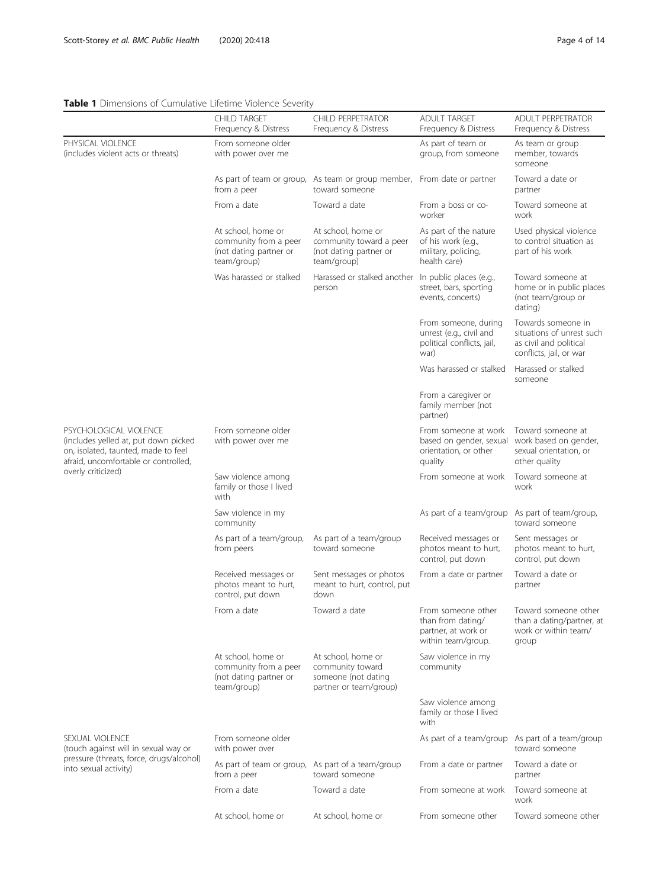**Table 1** Dimensions of Cumulative Lifetime Violence Severity

| | CHILD TARGET Frequency & Distress | CHILD PERPETRATOR Frequency & Distress | ADULT TARGET Frequency & Distress | ADULT PERPETRATOR Frequency & Distress |
|---|---|---|---|---|
| PHYSICAL VIOLENCE (includes violent acts or threats) | From someone older with power over me | | As part of team or group, from someone | As team or group member, towards someone |
| | As part of team or group, from a peer | As team or group member, toward someone | From date or partner | Toward a date or partner |
| | From a date | Toward a date | From a boss or co-worker | Toward someone at work |
| | At school, home or community from a peer (not dating partner or team/group) | At school, home or community toward a peer (not dating partner or team/group) | As part of the nature of his work (e.g., military, policing, health care) | Used physical violence to control situation as part of his work |
| | Was harassed or stalked | Harassed or stalked another person | In public places (e.g., street, bars, sporting events, concerts) | Toward someone at home or in public places (not team/group or dating) |
| | | | From someone, during unrest (e.g., civil and political conflicts, jail, war) | Towards someone in situations of unrest such as civil and political conflicts, jail, or war |
| | | | Was harassed or stalked | Harassed or stalked someone |
| | | | From a caregiver or family member (not partner) | |
| PSYCHOLOGICAL VIOLENCE (includes yelled at, put down picked on, isolated, taunted, made to feel afraid, uncomfortable or controlled, overly criticized) | From someone older with power over me | | From someone at work based on gender, sexual orientation, or other quality | Toward someone at work based on gender, sexual orientation, or other quality |
| | Saw violence among family or those I lived with | | From someone at work | Toward someone at work |
| | Saw violence in my community | | As part of a team/group | As part of team/group, toward someone |
| | As part of a team/group, from peers | As part of a team/group toward someone | Received messages or photos meant to hurt, control, put down | Sent messages or photos meant to hurt, control, put down |
| | Received messages or photos meant to hurt, control, put down | Sent messages or photos meant to hurt, control, put down | From a date or partner | Toward a date or partner |
| | From a date | Toward a date | From someone other than from dating/partner, at work or within team/group. | Toward someone other than a dating/partner, at work or within team/group |
| | At school, home or community from a peer (not dating partner or team/group) | At school, home or community toward someone (not dating partner or team/group) | Saw violence in my community | |
| | | | Saw violence among family or those I lived with | |
| SEXUAL VIOLENCE (touch against will in sexual way or pressure (threats, force, drugs/alcohol) into sexual activity) | From someone older with power over | | As part of a team/group | As part of a team/group toward someone |
| | As part of team or group, from a peer | As part of a team/group toward someone | From a date or partner | Toward a date or partner |
| | From a date | Toward a date | From someone at work | Toward someone at work |
| | At school, home or | At school, home or | From someone other | Toward someone other |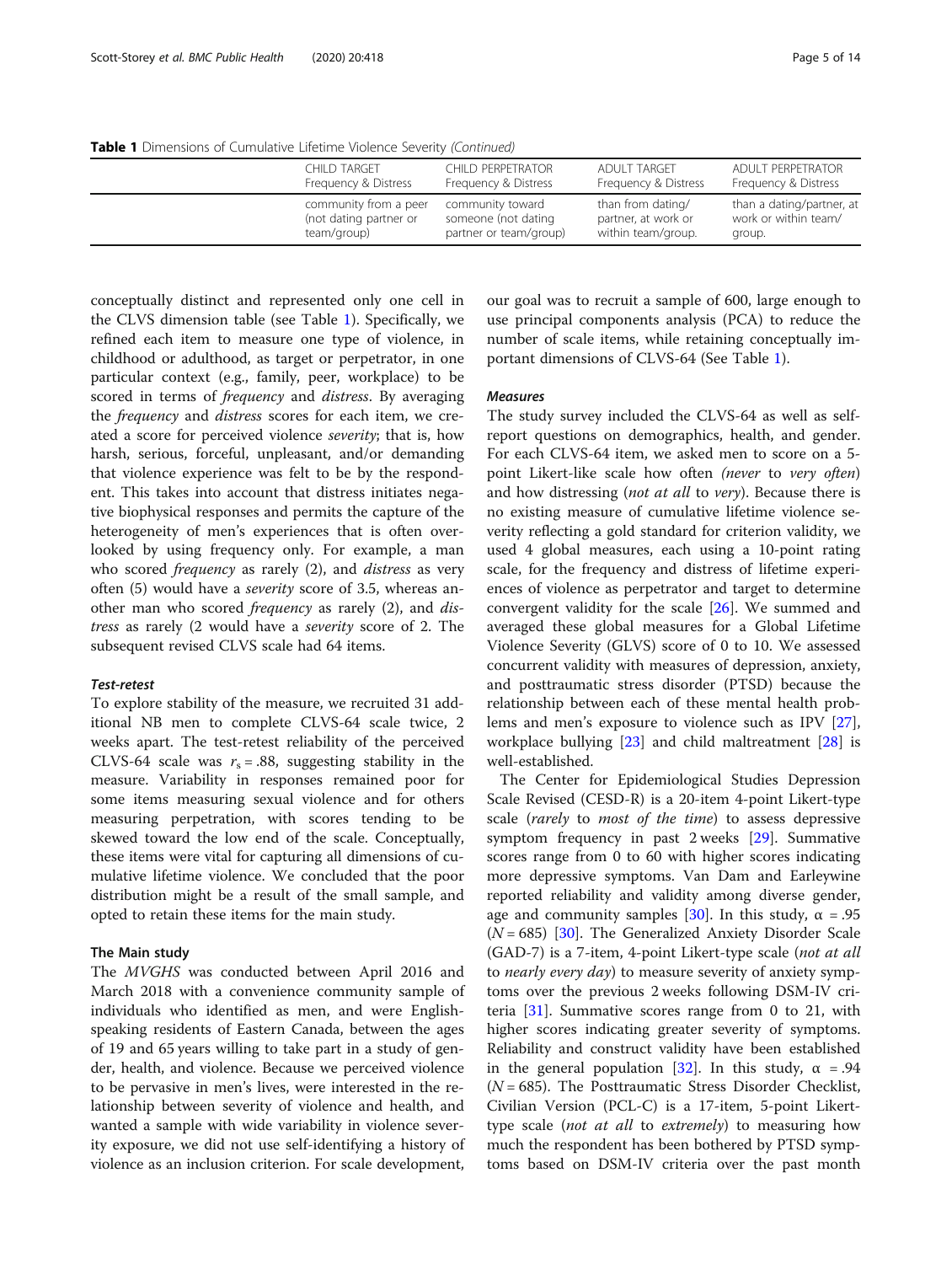**Table 1** Dimensions of Cumulative Lifetime Violence Severity *(Continued)*

| | CHILD TARGET Frequency & Distress | CHILD PERPETRATOR Frequency & Distress | ADULT TARGET Frequency & Distress | ADULT PERPETRATOR Frequency & Distress |
|---|---|---|---|---|
| | community from a peer (not dating partner or team/group) | community toward someone (not dating partner or team/group) | than from dating/ partner, at work or within team/group. | than a dating/partner, at work or within team/ group. |

conceptually distinct and represented only one cell in the CLVS dimension table (see Table 1). Specifically, we refined each item to measure one type of violence, in childhood or adulthood, as target or perpetrator, in one particular context (e.g., family, peer, workplace) to be scored in terms of *frequency* and *distress*. By averaging the *frequency* and *distress* scores for each item, we created a score for perceived violence *severity*; that is, how harsh, serious, forceful, unpleasant, and/or demanding that violence experience was felt to be by the respondent. This takes into account that distress initiates negative biophysical responses and permits the capture of the heterogeneity of men's experiences that is often overlooked by using frequency only. For example, a man who scored *frequency* as rarely (2), and *distress* as very often (5) would have a *severity* score of 3.5, whereas another man who scored *frequency* as rarely (2), and *distress* as rarely (2 would have a *severity* score of 2. The subsequent revised CLVS scale had 64 items.

#### Test-retest

To explore stability of the measure, we recruited 31 additional NB men to complete CLVS-64 scale twice, 2 weeks apart. The test-retest reliability of the perceived CLVS-64 scale was $r_s = .88$, suggesting stability in the measure. Variability in responses remained poor for some items measuring sexual violence and for others measuring perpetration, with scores tending to be skewed toward the low end of the scale. Conceptually, these items were vital for capturing all dimensions of cumulative lifetime violence. We concluded that the poor distribution might be a result of the small sample, and opted to retain these items for the main study.

### The Main study

The *MVGHS* was conducted between April 2016 and March 2018 with a convenience community sample of individuals who identified as men, and were English-speaking residents of Eastern Canada, between the ages of 19 and 65 years willing to take part in a study of gender, health, and violence. Because we perceived violence to be pervasive in men's lives, were interested in the relationship between severity of violence and health, and wanted a sample with wide variability in violence severity exposure, we did not use self-identifying a history of violence as an inclusion criterion. For scale development, our goal was to recruit a sample of 600, large enough to use principal components analysis (PCA) to reduce the number of scale items, while retaining conceptually important dimensions of CLVS-64 (See Table 1).

#### Measures

The study survey included the CLVS-64 as well as self-report questions on demographics, health, and gender. For each CLVS-64 item, we asked men to score on a 5-point Likert-like scale how often *(never* to *very often*) and how distressing (*not at all* to *very*). Because there is no existing measure of cumulative lifetime violence severity reflecting a gold standard for criterion validity, we used 4 global measures, each using a 10-point rating scale, for the frequency and distress of lifetime experiences of violence as perpetrator and target to determine convergent validity for the scale [26]. We summed and averaged these global measures for a Global Lifetime Violence Severity (GLVS) score of 0 to 10. We assessed concurrent validity with measures of depression, anxiety, and posttraumatic stress disorder (PTSD) because the relationship between each of these mental health problems and men's exposure to violence such as IPV [27], workplace bullying [23] and child maltreatment [28] is well-established.

The Center for Epidemiological Studies Depression Scale Revised (CESD-R) is a 20-item 4-point Likert-type scale (*rarely* to *most of the time*) to assess depressive symptom frequency in past 2 weeks [29]. Summative scores range from 0 to 60 with higher scores indicating more depressive symptoms. Van Dam and Earleywine reported reliability and validity among diverse gender, age and community samples [30]. In this study, $\alpha = .95$ ($N = 685$) [30]. The Generalized Anxiety Disorder Scale (GAD-7) is a 7-item, 4-point Likert-type scale (*not at all* to *nearly every day*) to measure severity of anxiety symptoms over the previous 2 weeks following DSM-IV criteria [31]. Summative scores range from 0 to 21, with higher scores indicating greater severity of symptoms. Reliability and construct validity have been established in the general population [32]. In this study, $\alpha = .94$ ($N = 685$). The Posttraumatic Stress Disorder Checklist, Civilian Version (PCL-C) is a 17-item, 5-point Likert-type scale (*not at all* to *extremely*) to measuring how much the respondent has been bothered by PTSD symptoms based on DSM-IV criteria over the past month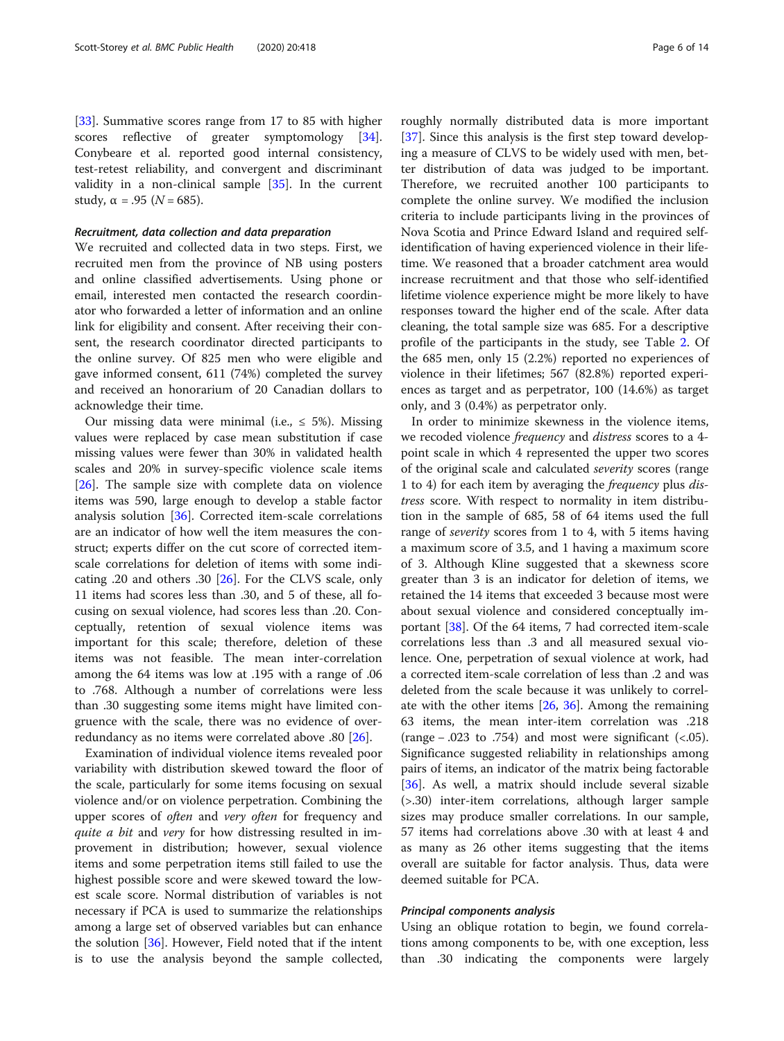[33]. Summative scores range from 17 to 85 with higher scores reflective of greater symptomology [34]. Conybeare et al. reported good internal consistency, test-retest reliability, and convergent and discriminant validity in a non-clinical sample [35]. In the current study, α = .95 (*N* = 685).

#### *Recruitment, data collection and data preparation*

We recruited and collected data in two steps. First, we recruited men from the province of NB using posters and online classified advertisements. Using phone or email, interested men contacted the research coordinator who forwarded a letter of information and an online link for eligibility and consent. After receiving their consent, the research coordinator directed participants to the online survey. Of 825 men who were eligible and gave informed consent, 611 (74%) completed the survey and received an honorarium of 20 Canadian dollars to acknowledge their time.

Our missing data were minimal (i.e., ≤ 5%). Missing values were replaced by case mean substitution if case missing values were fewer than 30% in validated health scales and 20% in survey-specific violence scale items [26]. The sample size with complete data on violence items was 590, large enough to develop a stable factor analysis solution [36]. Corrected item-scale correlations are an indicator of how well the item measures the construct; experts differ on the cut score of corrected item-scale correlations for deletion of items with some indicating .20 and others .30 [26]. For the CLVS scale, only 11 items had scores less than .30, and 5 of these, all focusing on sexual violence, had scores less than .20. Conceptually, retention of sexual violence items was important for this scale; therefore, deletion of these items was not feasible. The mean inter-correlation among the 64 items was low at .195 with a range of .06 to .768. Although a number of correlations were less than .30 suggesting some items might have limited congruence with the scale, there was no evidence of over-redundancy as no items were correlated above .80 [26].

Examination of individual violence items revealed poor variability with distribution skewed toward the floor of the scale, particularly for some items focusing on sexual violence and/or on violence perpetration. Combining the upper scores of *often* and *very often* for frequency and *quite a bit* and *very* for how distressing resulted in improvement in distribution; however, sexual violence items and some perpetration items still failed to use the highest possible score and were skewed toward the lowest scale score. Normal distribution of variables is not necessary if PCA is used to summarize the relationships among a large set of observed variables but can enhance the solution [36]. However, Field noted that if the intent is to use the analysis beyond the sample collected, roughly normally distributed data is more important [37]. Since this analysis is the first step toward developing a measure of CLVS to be widely used with men, better distribution of data was judged to be important. Therefore, we recruited another 100 participants to complete the online survey. We modified the inclusion criteria to include participants living in the provinces of Nova Scotia and Prince Edward Island and required self-identification of having experienced violence in their lifetime. We reasoned that a broader catchment area would increase recruitment and that those who self-identified lifetime violence experience might be more likely to have responses toward the higher end of the scale. After data cleaning, the total sample size was 685. For a descriptive profile of the participants in the study, see Table 2. Of the 685 men, only 15 (2.2%) reported no experiences of violence in their lifetimes; 567 (82.8%) reported experiences as target and as perpetrator, 100 (14.6%) as target only, and 3 (0.4%) as perpetrator only.

In order to minimize skewness in the violence items, we recoded violence *frequency* and *distress* scores to a 4-point scale in which 4 represented the upper two scores of the original scale and calculated *severity* scores (range 1 to 4) for each item by averaging the *frequency* plus *distress* score. With respect to normality in item distribution in the sample of 685, 58 of 64 items used the full range of *severity* scores from 1 to 4, with 5 items having a maximum score of 3.5, and 1 having a maximum score of 3. Although Kline suggested that a skewness score greater than 3 is an indicator for deletion of items, we retained the 14 items that exceeded 3 because most were about sexual violence and considered conceptually important [38]. Of the 64 items, 7 had corrected item-scale correlations less than .3 and all measured sexual violence. One, perpetration of sexual violence at work, had a corrected item-scale correlation of less than .2 and was deleted from the scale because it was unlikely to correlate with the other items [26, 36]. Among the remaining 63 items, the mean inter-item correlation was .218 (range – .023 to .754) and most were significant (<.05). Significance suggested reliability in relationships among pairs of items, an indicator of the matrix being factorable [36]. As well, a matrix should include several sizable (>.30) inter-item correlations, although larger sample sizes may produce smaller correlations. In our sample, 57 items had correlations above .30 with at least 4 and as many as 26 other items suggesting that the items overall are suitable for factor analysis. Thus, data were deemed suitable for PCA.

#### *Principal components analysis*

Using an oblique rotation to begin, we found correlations among components to be, with one exception, less than .30 indicating the components were largely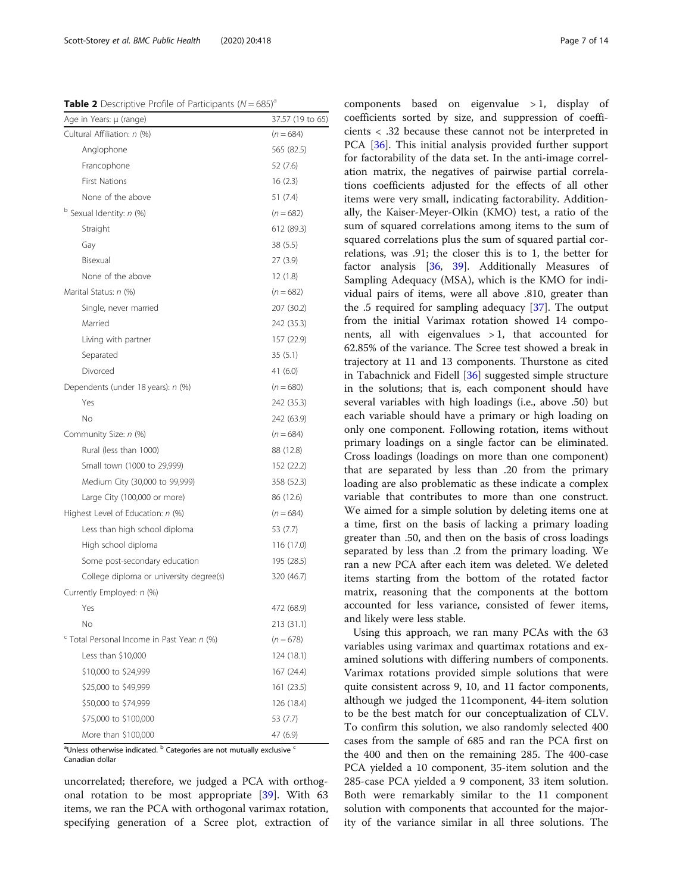**Table 2** Descriptive Profile of Participants ($N = 685$)[a]

| Age in Years: μ (range) | 37.57 (19 to 65) |
|---|---|
| Cultural Affiliation: *n* (%) | (*n* = 684) |
| Anglophone | 565 (82.5) |
| Francophone | 52 (7.6) |
| First Nations | 16 (2.3) |
| None of the above | 51 (7.4) |
| [b] Sexual Identity: *n* (%) | (*n* = 682) |
| Straight | 612 (89.3) |
| Gay | 38 (5.5) |
| Bisexual | 27 (3.9) |
| None of the above | 12 (1.8) |
| Marital Status: *n* (%) | (*n* = 682) |
| Single, never married | 207 (30.2) |
| Married | 242 (35.3) |
| Living with partner | 157 (22.9) |
| Separated | 35 (5.1) |
| Divorced | 41 (6.0) |
| Dependents (under 18 years): *n* (%) | (*n* = 680) |
| Yes | 242 (35.3) |
| No | 242 (63.9) |
| Community Size: *n* (%) | (*n* = 684) |
| Rural (less than 1000) | 88 (12.8) |
| Small town (1000 to 29,999) | 152 (22.2) |
| Medium City (30,000 to 99,999) | 358 (52.3) |
| Large City (100,000 or more) | 86 (12.6) |
| Highest Level of Education: *n* (%) | (*n* = 684) |
| Less than high school diploma | 53 (7.7) |
| High school diploma | 116 (17.0) |
| Some post-secondary education | 195 (28.5) |
| College diploma or university degree(s) | 320 (46.7) |
| Currently Employed: *n* (%) | |
| Yes | 472 (68.9) |
| No | 213 (31.1) |
| [c] Total Personal Income in Past Year: *n* (%) | (*n* = 678) |
| Less than $10,000 | 124 (18.1) |
| $10,000 to $24,999 | 167 (24.4) |
| $25,000 to $49,999 | 161 (23.5) |
| $50,000 to $74,999 | 126 (18.4) |
| $75,000 to $100,000 | 53 (7.7) |
| More than $100,000 | 47 (6.9) |

[a]Unless otherwise indicated. [b] Categories are not mutually exclusive [c] Canadian dollar

uncorrelated; therefore, we judged a PCA with orthogonal rotation to be most appropriate [39]. With 63 items, we ran the PCA with orthogonal varimax rotation, specifying generation of a Scree plot, extraction of components based on eigenvalue > 1, display of coefficients sorted by size, and suppression of coefficients < .32 because these cannot not be interpreted in PCA [36]. This initial analysis provided further support for factorability of the data set. In the anti-image correlation matrix, the negatives of pairwise partial correlations coefficients adjusted for the effects of all other items were very small, indicating factorability. Additionally, the Kaiser-Meyer-Olkin (KMO) test, a ratio of the sum of squared correlations among items to the sum of squared correlations plus the sum of squared partial correlations, was .91; the closer this is to 1, the better for factor analysis [36, 39]. Additionally Measures of Sampling Adequacy (MSA), which is the KMO for individual pairs of items, were all above .810, greater than the .5 required for sampling adequacy [37]. The output from the initial Varimax rotation showed 14 components, all with eigenvalues > 1, that accounted for 62.85% of the variance. The Scree test showed a break in trajectory at 11 and 13 components. Thurstone as cited in Tabachnick and Fidell [36] suggested simple structure in the solutions; that is, each component should have several variables with high loadings (i.e., above .50) but each variable should have a primary or high loading on only one component. Following rotation, items without primary loadings on a single factor can be eliminated. Cross loadings (loadings on more than one component) that are separated by less than .20 from the primary loading are also problematic as these indicate a complex variable that contributes to more than one construct. We aimed for a simple solution by deleting items one at a time, first on the basis of lacking a primary loading greater than .50, and then on the basis of cross loadings separated by less than .2 from the primary loading. We ran a new PCA after each item was deleted. We deleted items starting from the bottom of the rotated factor matrix, reasoning that the components at the bottom accounted for less variance, consisted of fewer items, and likely were less stable.

Using this approach, we ran many PCAs with the 63 variables using varimax and quartimax rotations and examined solutions with differing numbers of components. Varimax rotations provided simple solutions that were quite consistent across 9, 10, and 11 factor components, although we judged the 11component, 44-item solution to be the best match for our conceptualization of CLV. To confirm this solution, we also randomly selected 400 cases from the sample of 685 and ran the PCA first on the 400 and then on the remaining 285. The 400-case PCA yielded a 10 component, 35-item solution and the 285-case PCA yielded a 9 component, 33 item solution. Both were remarkably similar to the 11 component solution with components that accounted for the majority of the variance similar in all three solutions. The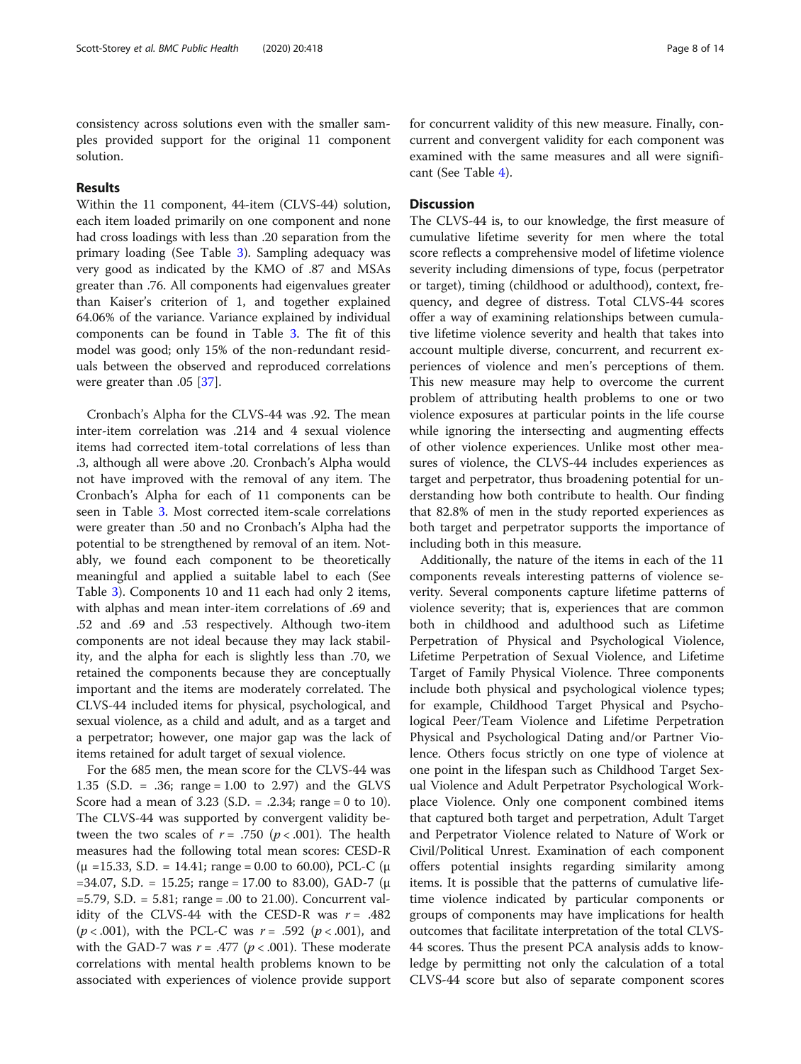consistency across solutions even with the smaller samples provided support for the original 11 component solution.

## Results

Within the 11 component, 44-item (CLVS-44) solution, each item loaded primarily on one component and none had cross loadings with less than .20 separation from the primary loading (See Table 3). Sampling adequacy was very good as indicated by the KMO of .87 and MSAs greater than .76. All components had eigenvalues greater than Kaiser's criterion of 1, and together explained 64.06% of the variance. Variance explained by individual components can be found in Table 3. The fit of this model was good; only 15% of the non-redundant residuals between the observed and reproduced correlations were greater than .05 [37].

Cronbach's Alpha for the CLVS-44 was .92. The mean inter-item correlation was .214 and 4 sexual violence items had corrected item-total correlations of less than .3, although all were above .20. Cronbach's Alpha would not have improved with the removal of any item. The Cronbach's Alpha for each of 11 components can be seen in Table 3. Most corrected item-scale correlations were greater than .50 and no Cronbach's Alpha had the potential to be strengthened by removal of an item. Notably, we found each component to be theoretically meaningful and applied a suitable label to each (See Table 3). Components 10 and 11 each had only 2 items, with alphas and mean inter-item correlations of .69 and .52 and .69 and .53 respectively. Although two-item components are not ideal because they may lack stability, and the alpha for each is slightly less than .70, we retained the components because they are conceptually important and the items are moderately correlated. The CLVS-44 included items for physical, psychological, and sexual violence, as a child and adult, and as a target and a perpetrator; however, one major gap was the lack of items retained for adult target of sexual violence.

For the 685 men, the mean score for the CLVS-44 was 1.35 (S.D. = .36; range = 1.00 to 2.97) and the GLVS Score had a mean of 3.23 (S.D. = .2.34; range = 0 to 10). The CLVS-44 was supported by convergent validity between the two scales of $r = .750$ ($p < .001$). The health measures had the following total mean scores: CESD-R ($\mu$ =15.33, S.D. = 14.41; range = 0.00 to 60.00), PCL-C ($\mu$ =34.07, S.D. = 15.25; range = 17.00 to 83.00), GAD-7 ($\mu$ =5.79, S.D. = 5.81; range = .00 to 21.00). Concurrent validity of the CLVS-44 with the CESD-R was $r = .482$ ($p < .001$), with the PCL-C was $r = .592$ ($p < .001$), and with the GAD-7 was $r = .477$ ($p < .001$). These moderate correlations with mental health problems known to be associated with experiences of violence provide support for concurrent validity of this new measure. Finally, concurrent and convergent validity for each component was examined with the same measures and all were significant (See Table 4).

## Discussion

The CLVS-44 is, to our knowledge, the first measure of cumulative lifetime severity for men where the total score reflects a comprehensive model of lifetime violence severity including dimensions of type, focus (perpetrator or target), timing (childhood or adulthood), context, frequency, and degree of distress. Total CLVS-44 scores offer a way of examining relationships between cumulative lifetime violence severity and health that takes into account multiple diverse, concurrent, and recurrent experiences of violence and men's perceptions of them. This new measure may help to overcome the current problem of attributing health problems to one or two violence exposures at particular points in the life course while ignoring the intersecting and augmenting effects of other violence experiences. Unlike most other measures of violence, the CLVS-44 includes experiences as target and perpetrator, thus broadening potential for understanding how both contribute to health. Our finding that 82.8% of men in the study reported experiences as both target and perpetrator supports the importance of including both in this measure.

Additionally, the nature of the items in each of the 11 components reveals interesting patterns of violence severity. Several components capture lifetime patterns of violence severity; that is, experiences that are common both in childhood and adulthood such as Lifetime Perpetration of Physical and Psychological Violence, Lifetime Perpetration of Sexual Violence, and Lifetime Target of Family Physical Violence. Three components include both physical and psychological violence types; for example, Childhood Target Physical and Psychological Peer/Team Violence and Lifetime Perpetration Physical and Psychological Dating and/or Partner Violence. Others focus strictly on one type of violence at one point in the lifespan such as Childhood Target Sexual Violence and Adult Perpetrator Psychological Workplace Violence. Only one component combined items that captured both target and perpetration, Adult Target and Perpetrator Violence related to Nature of Work or Civil/Political Unrest. Examination of each component offers potential insights regarding similarity among items. It is possible that the patterns of cumulative lifetime violence indicated by particular components or groups of components may have implications for health outcomes that facilitate interpretation of the total CLVS-44 scores. Thus the present PCA analysis adds to knowledge by permitting not only the calculation of a total CLVS-44 score but also of separate component scores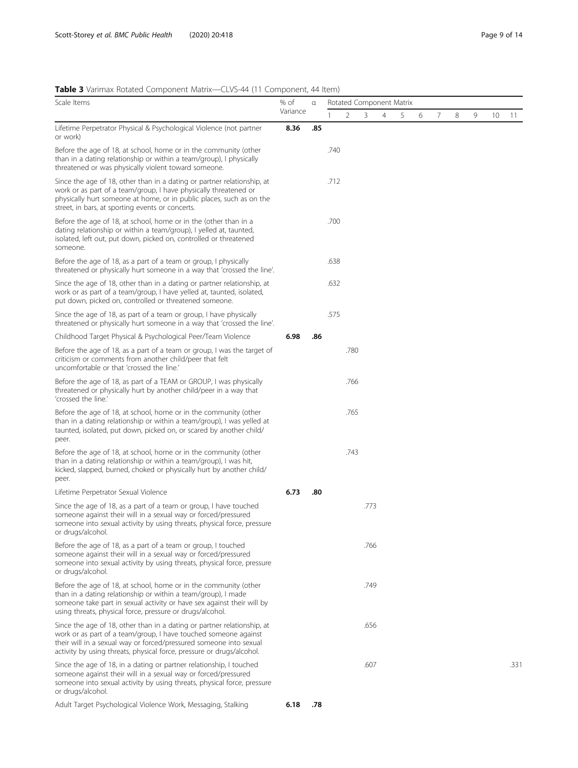**Table 3** Varimax Rotated Component Matrix—CLVS-44 (11 Component, 44 Item)

| Scale Items | % of Variance | α | Rotated Component Matrix | | | | | | | | | | |
|---|---|---|---|---|---|---|---|---|---|---|---|---|---|
| | | | 1 | 2 | 3 | 4 | 5 | 6 | 7 | 8 | 9 | 10 | 11 |
| Lifetime Perpetrator Physical & Psychological Violence (not partner or work) | **8.36** | **.85** | | | | | | | | | | | |
| Before the age of 18, at school, home or in the community (other than in a dating relationship or within a team/group), I physically threatened or was physically violent toward someone. | | | .740 | | | | | | | | | | |
| Since the age of 18, other than in a dating or partner relationship, at work or as part of a team/group, I have physically threatened or physically hurt someone at home, or in public places, such as on the street, in bars, at sporting events or concerts. | | | .712 | | | | | | | | | | |
| Before the age of 18, at school, home or in the (other than in a dating relationship or within a team/group), I yelled at, taunted, isolated, left out, put down, picked on, controlled or threatened someone. | | | .700 | | | | | | | | | | |
| Before the age of 18, as a part of a team or group, I physically threatened or physically hurt someone in a way that 'crossed the line'. | | | .638 | | | | | | | | | | |
| Since the age of 18, other than in a dating or partner relationship, at work or as part of a team/group, I have yelled at, taunted, isolated, put down, picked on, controlled or threatened someone. | | | .632 | | | | | | | | | | |
| Since the age of 18, as part of a team or group, I have physically threatened or physically hurt someone in a way that 'crossed the line'. | | | .575 | | | | | | | | | | |
| Childhood Target Physical & Psychological Peer/Team Violence | **6.98** | **.86** | | | | | | | | | | | |
| Before the age of 18, as a part of a team or group, I was the target of criticism or comments from another child/peer that felt uncomfortable or that 'crossed the line.' | | | | .780 | | | | | | | | | |
| Before the age of 18, as part of a TEAM or GROUP, I was physically threatened or physically hurt by another child/peer in a way that 'crossed the line.' | | | | .766 | | | | | | | | | |
| Before the age of 18, at school, home or in the community (other than in a dating relationship or within a team/group), I was yelled at taunted, isolated, put down, picked on, or scared by another child/peer. | | | | .765 | | | | | | | | | |
| Before the age of 18, at school, home or in the community (other than in a dating relationship or within a team/group), I was hit, kicked, slapped, burned, choked or physically hurt by another child/peer. | | | | .743 | | | | | | | | | |
| Lifetime Perpetrator Sexual Violence | **6.73** | **.80** | | | | | | | | | | | |
| Since the age of 18, as a part of a team or group, I have touched someone against their will in a sexual way or forced/pressured someone into sexual activity by using threats, physical force, pressure or drugs/alcohol. | | | | | .773 | | | | | | | | |
| Before the age of 18, as a part of a team or group, I touched someone against their will in a sexual way or forced/pressured someone into sexual activity by using threats, physical force, pressure or drugs/alcohol. | | | | | .766 | | | | | | | | |
| Before the age of 18, at school, home or in the community (other than in a dating relationship or within a team/group), I made someone take part in sexual activity or have sex against their will by using threats, physical force, pressure or drugs/alcohol. | | | | | .749 | | | | | | | | |
| Since the age of 18, other than in a dating or partner relationship, at work or as part of a team/group, I have touched someone against their will in a sexual way or forced/pressured someone into sexual activity by using threats, physical force, pressure or drugs/alcohol. | | | | | .656 | | | | | | | | |
| Since the age of 18, in a dating or partner relationship, I touched someone against their will in a sexual way or forced/pressured someone into sexual activity by using threats, physical force, pressure or drugs/alcohol. | | | | | .607 | | | | | | | | .331 |
| Adult Target Psychological Violence Work, Messaging, Stalking | **6.18** | **.78** | | | | | | | | | | | |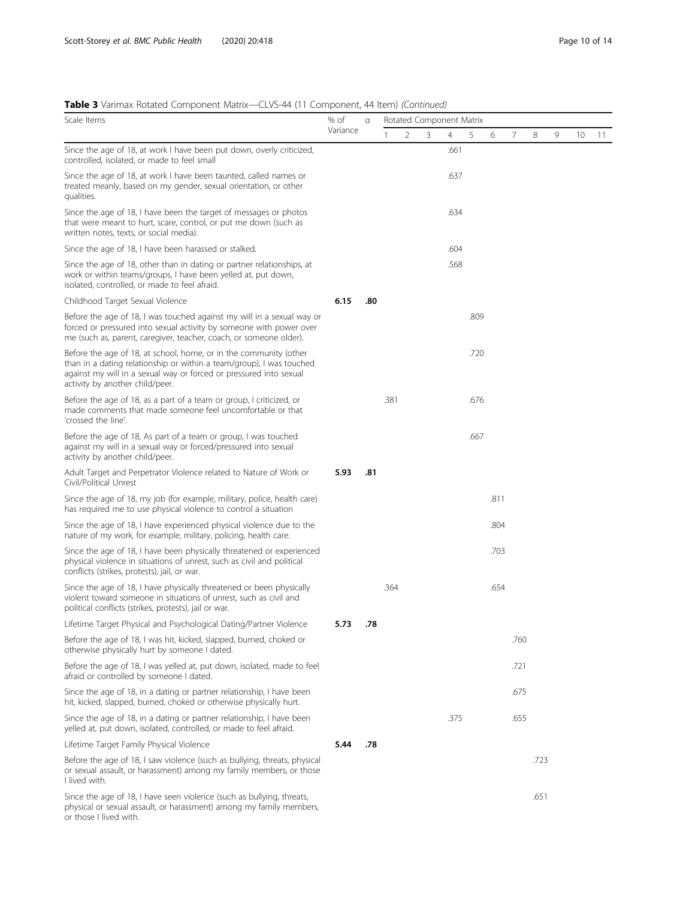**Table 3** Varimax Rotated Component Matrix—CLVS-44 (11 Component, 44 Item) *(Continued)*

| Scale Items | % of Variance | α | Rotated Component Matrix | | | | | | | | | | |
|---|---|---|---|---|---|---|---|---|---|---|---|---|---|
| | | | 1 | 2 | 3 | 4 | 5 | 6 | 7 | 8 | 9 | 10 | 11 |
| Since the age of 18, at work I have been put down, overly criticized, controlled, isolated, or made to feel small | | | | | | .661 | | | | | | | |
| Since the age of 18, at work I have been taunted, called names or treated meanly, based on my gender, sexual orientation, or other qualities. | | | | | | .637 | | | | | | | |
| Since the age of 18, I have been the target of messages or photos that were meant to hurt, scare, control, or put me down (such as written notes, texts, or social media). | | | | | | .634 | | | | | | | |
| Since the age of 18, I have been harassed or stalked. | | | | | | .604 | | | | | | | |
| Since the age of 18, other than in dating or partner relationships, at work or within teams/groups, I have been yelled at, put down, isolated, controlled, or made to feel afraid. | | | | | | .568 | | | | | | | |
| Childhood Target Sexual Violence | **6.15** | **.80** | | | | | | | | | | | |
| Before the age of 18, I was touched against my will in a sexual way or forced or pressured into sexual activity by someone with power over me (such as, parent, caregiver, teacher, coach, or someone older). | | | | | | | .809 | | | | | | |
| Before the age of 18, at school, home, or in the community (other than in a dating relationship or within a team/group), I was touched against my will in a sexual way or forced or pressured into sexual activity by another child/peer. | | | | | | | .720 | | | | | | |
| Before the age of 18, as a part of a team or group, I criticized, or made comments that made someone feel uncomfortable or that 'crossed the line'. | | | .381 | | | | .676 | | | | | | |
| Before the age of 18, As part of a team or group, I was touched against my will in a sexual way or forced/pressured into sexual activity by another child/peer. | | | | | | | .667 | | | | | | |
| Adult Target and Perpetrator Violence related to Nature of Work or Civil/Political Unrest | **5.93** | **.81** | | | | | | | | | | | |
| Since the age of 18, my job (for example, military, police, health care) has required me to use physical violence to control a situation | | | | | | | | .811 | | | | | |
| Since the age of 18, I have experienced physical violence due to the nature of my work, for example, military, policing, health care. | | | | | | | | .804 | | | | | |
| Since the age of 18, I have been physically threatened or experienced physical violence in situations of unrest, such as civil and political conflicts (strikes, protests), jail, or war. | | | | | | | | .703 | | | | | |
| Since the age of 18, I have physically threatened or been physically violent toward someone in situations of unrest, such as civil and political conflicts (strikes, protests), jail or war. | | | .364 | | | | | .654 | | | | | |
| Lifetime Target Physical and Psychological Dating/Partner Violence | **5.73** | **.78** | | | | | | | | | | | |
| Before the age of 18, I was hit, kicked, slapped, burned, choked or otherwise physically hurt by someone I dated. | | | | | | | | | .760 | | | | |
| Before the age of 18, I was yelled at, put down, isolated, made to feel afraid or controlled by someone I dated. | | | | | | | | | .721 | | | | |
| Since the age of 18, in a dating or partner relationship, I have been hit, kicked, slapped, burned, choked or otherwise physically hurt. | | | | | | | | | .675 | | | | |
| Since the age of 18, in a dating or partner relationship, I have been yelled at, put down, isolated, controlled, or made to feel afraid. | | | | | | .375 | | | .655 | | | | |
| Lifetime Target Family Physical Violence | **5.44** | **.78** | | | | | | | | | | | |
| Before the age of 18, I saw violence (such as bullying, threats, physical or sexual assault, or harassment) among my family members, or those I lived with. | | | | | | | | | | .723 | | | |
| Since the age of 18, I have seen violence (such as bullying, threats, physical or sexual assault, or harassment) among my family members, or those I lived with. | | | | | | | | | | .651 | | | |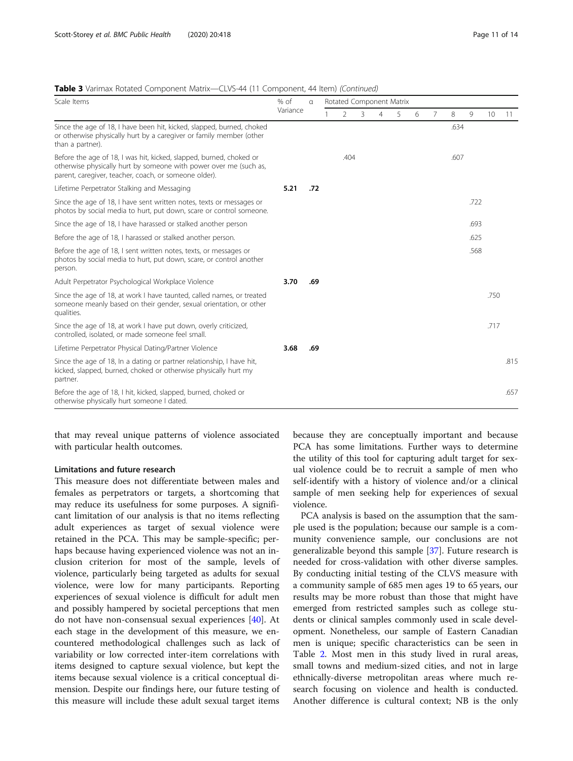**Table 3** Varimax Rotated Component Matrix—CLVS-44 (11 Component, 44 Item) *(Continued)*

| Scale Items | % of Variance | α | Rotated Component Matrix 1 | 2 | 3 | 4 | 5 | 6 | 7 | 8 | 9 | 10 | 11 |
|---|---|---|---|---|---|---|---|---|---|---|---|---|---|
| Since the age of 18, I have been hit, kicked, slapped, burned, choked or otherwise physically hurt by a caregiver or family member (other than a partner). | | | | | | | | | | .634 | | | |
| Before the age of 18, I was hit, kicked, slapped, burned, choked or otherwise physically hurt by someone with power over me (such as, parent, caregiver, teacher, coach, or someone older). | | | | .404 | | | | | | .607 | | | |
| Lifetime Perpetrator Stalking and Messaging | **5.21** | **.72** | | | | | | | | | | | |
| Since the age of 18, I have sent written notes, texts or messages or photos by social media to hurt, put down, scare or control someone. | | | | | | | | | | | .722 | | |
| Since the age of 18, I have harassed or stalked another person | | | | | | | | | | | .693 | | |
| Before the age of 18, I harassed or stalked another person. | | | | | | | | | | | .625 | | |
| Before the age of 18, I sent written notes, texts, or messages or photos by social media to hurt, put down, scare, or control another person. | | | | | | | | | | | .568 | | |
| Adult Perpetrator Psychological Workplace Violence | **3.70** | **.69** | | | | | | | | | | | |
| Since the age of 18, at work I have taunted, called names, or treated someone meanly based on their gender, sexual orientation, or other qualities. | | | | | | | | | | | | .750 | |
| Since the age of 18, at work I have put down, overly criticized, controlled, isolated, or made someone feel small. | | | | | | | | | | | | .717 | |
| Lifetime Perpetrator Physical Dating/Partner Violence | **3.68** | **.69** | | | | | | | | | | | |
| Since the age of 18, In a dating or partner relationship, I have hit, kicked, slapped, burned, choked or otherwise physically hurt my partner. | | | | | | | | | | | | | .815 |
| Before the age of 18, I hit, kicked, slapped, burned, choked or otherwise physically hurt someone I dated. | | | | | | | | | | | | | .657 |

that may reveal unique patterns of violence associated with particular health outcomes.

### Limitations and future research

This measure does not differentiate between males and females as perpetrators or targets, a shortcoming that may reduce its usefulness for some purposes. A significant limitation of our analysis is that no items reflecting adult experiences as target of sexual violence were retained in the PCA. This may be sample-specific; perhaps because having experienced violence was not an inclusion criterion for most of the sample, levels of violence, particularly being targeted as adults for sexual violence, were low for many participants. Reporting experiences of sexual violence is difficult for adult men and possibly hampered by societal perceptions that men do not have non-consensual sexual experiences [40]. At each stage in the development of this measure, we encountered methodological challenges such as lack of variability or low corrected inter-item correlations with items designed to capture sexual violence, but kept the items because sexual violence is a critical conceptual dimension. Despite our findings here, our future testing of this measure will include these adult sexual target items because they are conceptually important and because PCA has some limitations. Further ways to determine the utility of this tool for capturing adult target for sexual violence could be to recruit a sample of men who self-identify with a history of violence and/or a clinical sample of men seeking help for experiences of sexual violence.

PCA analysis is based on the assumption that the sample used is the population; because our sample is a community convenience sample, our conclusions are not generalizable beyond this sample [37]. Future research is needed for cross-validation with other diverse samples. By conducting initial testing of the CLVS measure with a community sample of 685 men ages 19 to 65 years, our results may be more robust than those that might have emerged from restricted samples such as college students or clinical samples commonly used in scale development. Nonetheless, our sample of Eastern Canadian men is unique; specific characteristics can be seen in Table 2. Most men in this study lived in rural areas, small towns and medium-sized cities, and not in large ethnically-diverse metropolitan areas where much research focusing on violence and health is conducted. Another difference is cultural context; NB is the only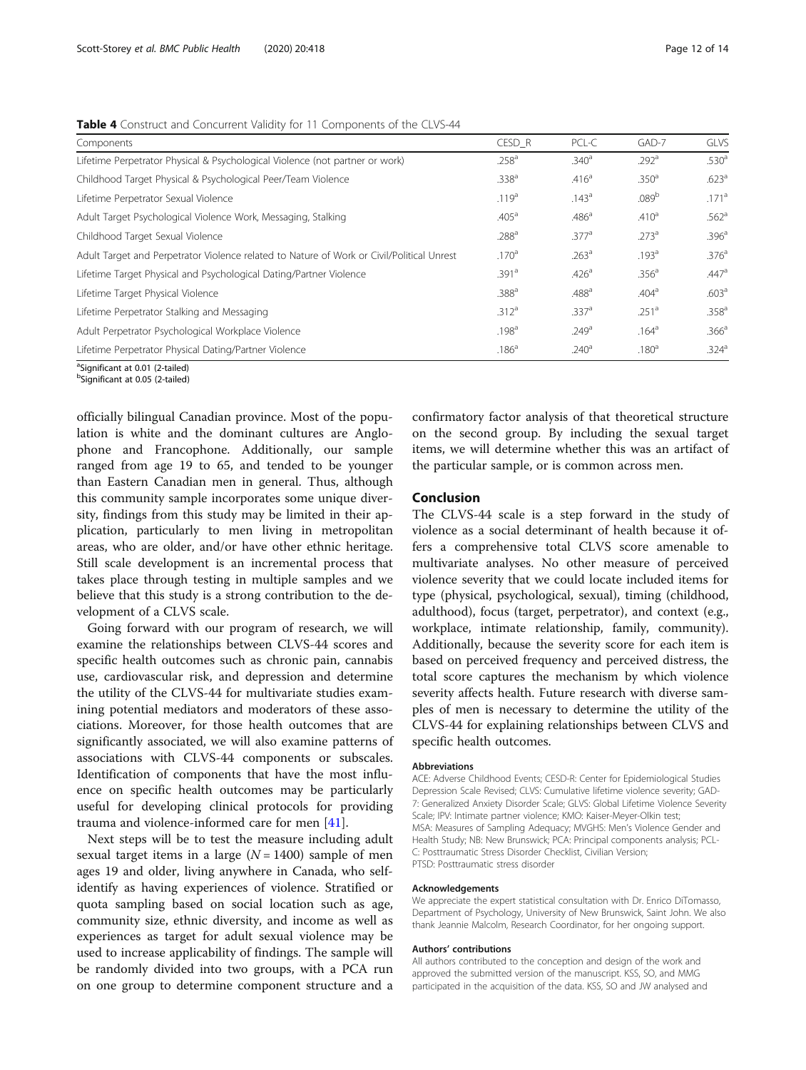**Table 4** Construct and Concurrent Validity for 11 Components of the CLVS-44

| Components | CESD_R | PCL-C | GAD-7 | GLVS |
|---|---|---|---|---|
| Lifetime Perpetrator Physical & Psychological Violence (not partner or work) | .258[a] | .340[a] | .292[a] | .530[a] |
| Childhood Target Physical & Psychological Peer/Team Violence | .338[a] | .416[a] | .350[a] | .623[a] |
| Lifetime Perpetrator Sexual Violence | .119[a] | .143[a] | .089[b] | .171[a] |
| Adult Target Psychological Violence Work, Messaging, Stalking | .405[a] | .486[a] | .410[a] | .562[a] |
| Childhood Target Sexual Violence | .288[a] | .377[a] | .273[a] | .396[a] |
| Adult Target and Perpetrator Violence related to Nature of Work or Civil/Political Unrest | .170[a] | .263[a] | .193[a] | .376[a] |
| Lifetime Target Physical and Psychological Dating/Partner Violence | .391[a] | .426[a] | .356[a] | .447[a] |
| Lifetime Target Physical Violence | .388[a] | .488[a] | .404[a] | .603[a] |
| Lifetime Perpetrator Stalking and Messaging | .312[a] | .337[a] | .251[a] | .358[a] |
| Adult Perpetrator Psychological Workplace Violence | .198[a] | .249[a] | .164[a] | .366[a] |
| Lifetime Perpetrator Physical Dating/Partner Violence | .186[a] | .240[a] | .180[a] | .324[a] |

[a]Significant at 0.01 (2-tailed)
[b]Significant at 0.05 (2-tailed)

officially bilingual Canadian province. Most of the population is white and the dominant cultures are Anglophone and Francophone. Additionally, our sample ranged from age 19 to 65, and tended to be younger than Eastern Canadian men in general. Thus, although this community sample incorporates some unique diversity, findings from this study may be limited in their application, particularly to men living in metropolitan areas, who are older, and/or have other ethnic heritage. Still scale development is an incremental process that takes place through testing in multiple samples and we believe that this study is a strong contribution to the development of a CLVS scale.

Going forward with our program of research, we will examine the relationships between CLVS-44 scores and specific health outcomes such as chronic pain, cannabis use, cardiovascular risk, and depression and determine the utility of the CLVS-44 for multivariate studies examining potential mediators and moderators of these associations. Moreover, for those health outcomes that are significantly associated, we will also examine patterns of associations with CLVS-44 components or subscales. Identification of components that have the most influence on specific health outcomes may be particularly useful for developing clinical protocols for providing trauma and violence-informed care for men [41].

Next steps will be to test the measure including adult sexual target items in a large ($N = 1400$) sample of men ages 19 and older, living anywhere in Canada, who self-identify as having experiences of violence. Stratified or quota sampling based on social location such as age, community size, ethnic diversity, and income as well as experiences as target for adult sexual violence may be used to increase applicability of findings. The sample will be randomly divided into two groups, with a PCA run on one group to determine component structure and a confirmatory factor analysis of that theoretical structure on the second group. By including the sexual target items, we will determine whether this was an artifact of the particular sample, or is common across men.

## Conclusion

The CLVS-44 scale is a step forward in the study of violence as a social determinant of health because it offers a comprehensive total CLVS score amenable to multivariate analyses. No other measure of perceived violence severity that we could locate included items for type (physical, psychological, sexual), timing (childhood, adulthood), focus (target, perpetrator), and context (e.g., workplace, intimate relationship, family, community). Additionally, because the severity score for each item is based on perceived frequency and perceived distress, the total score captures the mechanism by which violence severity affects health. Future research with diverse samples of men is necessary to determine the utility of the CLVS-44 for explaining relationships between CLVS and specific health outcomes.

### Abbreviations

ACE: Adverse Childhood Events; CESD-R: Center for Epidemiological Studies Depression Scale Revised; CLVS: Cumulative lifetime violence severity; GAD-7: Generalized Anxiety Disorder Scale; GLVS: Global Lifetime Violence Severity Scale; IPV: Intimate partner violence; KMO: Kaiser-Meyer-Olkin test; MSA: Measures of Sampling Adequacy; MVGHS: Men's Violence Gender and Health Study; NB: New Brunswick; PCA: Principal components analysis; PCL-C: Posttraumatic Stress Disorder Checklist, Civilian Version; PTSD: Posttraumatic stress disorder

### Acknowledgements

We appreciate the expert statistical consultation with Dr. Enrico DiTomasso, Department of Psychology, University of New Brunswick, Saint John. We also thank Jeannie Malcolm, Research Coordinator, for her ongoing support.

### Authors' contributions

All authors contributed to the conception and design of the work and approved the submitted version of the manuscript. KSS, SO, and MMG participated in the acquisition of the data. KSS, SO and JW analysed and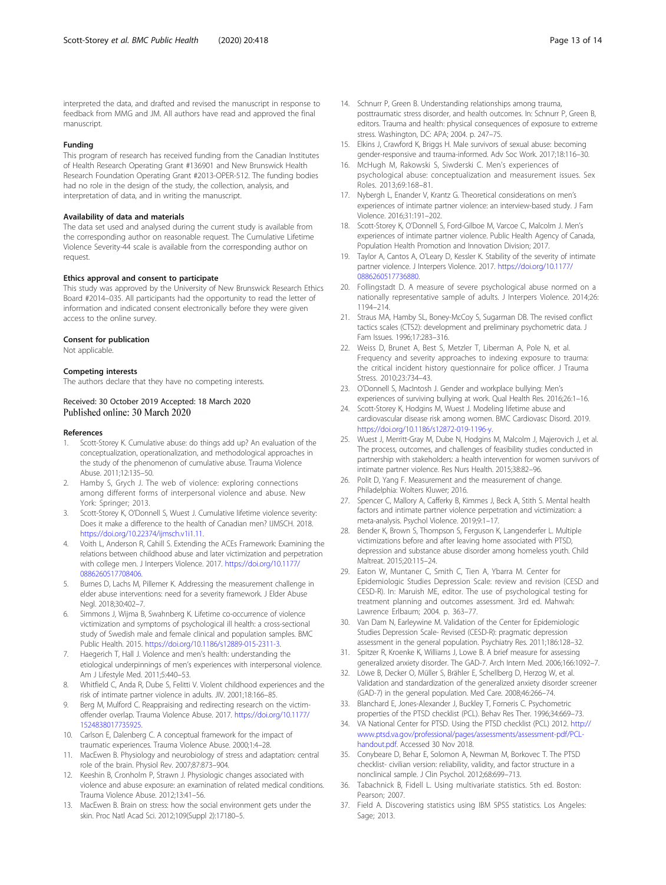interpreted the data, and drafted and revised the manuscript in response to feedback from MMG and JM. All authors have read and approved the final manuscript.

### Funding

This program of research has received funding from the Canadian Institutes of Health Research Operating Grant #136901 and New Brunswick Health Research Foundation Operating Grant #2013-OPER-512. The funding bodies had no role in the design of the study, the collection, analysis, and interpretation of data, and in writing the manuscript.

### Availability of data and materials

The data set used and analysed during the current study is available from the corresponding author on reasonable request. The Cumulative Lifetime Violence Severity-44 scale is available from the corresponding author on request.

### Ethics approval and consent to participate

This study was approved by the University of New Brunswick Research Ethics Board #2014–035. All participants had the opportunity to read the letter of information and indicated consent electronically before they were given access to the online survey.

### Consent for publication

Not applicable.

### Competing interests

The authors declare that they have no competing interests.

Received: 30 October 2019 Accepted: 18 March 2020
Published online: 30 March 2020

### References

1. Scott-Storey K. Cumulative abuse: do things add up? An evaluation of the conceptualization, operationalization, and methodological approaches in the study of the phenomenon of cumulative abuse. Trauma Violence Abuse. 2011;12:135–50.
2. Hamby S, Grych J. The web of violence: exploring connections among different forms of interpersonal violence and abuse. New York: Springer; 2013.
3. Scott-Storey K, O'Donnell S, Wuest J. Cumulative lifetime violence severity: Does it make a difference to the health of Canadian men? IJMSCH. 2018. https://doi.org/10.22374/ijmsch.v1i1.11.
4. Voith L, Anderson R, Cahill S. Extending the ACEs Framework: Examining the relations between childhood abuse and later victimization and perpetration with college men. J Interpers Violence. 2017. https://doi.org/10.1177/0886260517708406.
5. Burnes D, Lachs M, Pillemer K. Addressing the measurement challenge in elder abuse interventions: need for a severity framework. J Elder Abuse Negl. 2018;30:402–7.
6. Simmons J, Wijma B, Swahnberg K. Lifetime co-occurrence of violence victimization and symptoms of psychological ill health: a cross-sectional study of Swedish male and female clinical and population samples. BMC Public Health. 2015. https://doi.org/10.1186/s12889-015-2311-3.
7. Haegerich T, Hall J. Violence and men's health: understanding the etiological underpinnings of men's experiences with interpersonal violence. Am J Lifestyle Med. 2011;5:440–53.
8. Whitfield C, Anda R, Dube S, Felitti V. Violent childhood experiences and the risk of intimate partner violence in adults. JIV. 2001;18:166–85.
9. Berg M, Mulford C. Reappraising and redirecting research on the victim-offender overlap. Trauma Violence Abuse. 2017. https://doi.org/10.1177/1524838017735925.
10. Carlson E, Dalenberg C. A conceptual framework for the impact of traumatic experiences. Trauma Violence Abuse. 2000;1:4–28.
11. MacEwen B. Physiology and neurobiology of stress and adaptation: central role of the brain. Physiol Rev. 2007;87:873–904.
12. Keeshin B, Cronholm P, Strawn J. Physiologic changes associated with violence and abuse exposure: an examination of related medical conditions. Trauma Violence Abuse. 2012;13:41–56.
13. MacEwen B. Brain on stress: how the social environment gets under the skin. Proc Natl Acad Sci. 2012;109(Suppl 2):17180–5.
14. Schnurr P, Green B. Understanding relationships among trauma, posttraumatic stress disorder, and health outcomes. In: Schnurr P, Green B, editors. Trauma and health: physical consequences of exposure to extreme stress. Washington, DC: APA; 2004. p. 247–75.
15. Elkins J, Crawford K, Briggs H. Male survivors of sexual abuse: becoming gender-responsive and trauma-informed. Adv Soc Work. 2017;18:116–30.
16. McHugh M, Rakowski S, Siwderski C. Men's experiences of psychological abuse: conceptualization and measurement issues. Sex Roles. 2013;69:168–81.
17. Nybergh L, Enander V, Krantz G. Theoretical considerations on men's experiences of intimate partner violence: an interview-based study. J Fam Violence. 2016;31:191–202.
18. Scott-Storey K, O'Donnell S, Ford-Gilboe M, Varcoe C, Malcolm J. Men's experiences of intimate partner violence. Public Health Agency of Canada, Population Health Promotion and Innovation Division; 2017.
19. Taylor A, Cantos A, O'Leary D, Kessler K. Stability of the severity of intimate partner violence. J Interpers Violence. 2017. https://doi.org/10.1177/0886260517736880.
20. Follingstadt D. A measure of severe psychological abuse normed on a nationally representative sample of adults. J Interpers Violence. 2014;26:1194–214.
21. Straus MA, Hamby SL, Boney-McCoy S, Sugarman DB. The revised conflict tactics scales (CTS2): development and preliminary psychometric data. J Fam Issues. 1996;17:283–316.
22. Weiss D, Brunet A, Best S, Metzler T, Liberman A, Pole N, et al. Frequency and severity approaches to indexing exposure to trauma: the critical incident history questionnaire for police officer. J Trauma Stress. 2010;23:734–43.
23. O'Donnell S, MacIntosh J. Gender and workplace bullying: Men's experiences of surviving bullying at work. Qual Health Res. 2016;26:1–16.
24. Scott-Storey K, Hodgins M, Wuest J. Modeling lifetime abuse and cardiovascular disease risk among women. BMC Cardiovasc Disord. 2019. https://doi.org/10.1186/s12872-019-1196-y.
25. Wuest J, Merritt-Gray M, Dube N, Hodgins M, Malcolm J, Majerovich J, et al. The process, outcomes, and challenges of feasibility studies conducted in partnership with stakeholders: a health intervention for women survivors of intimate partner violence. Res Nurs Health. 2015;38:82–96.
26. Polit D, Yang F. Measurement and the measurement of change. Philadelphia: Wolters Kluwer; 2016.
27. Spencer C, Mallory A, Cafferky B, Kimmes J, Beck A, Stith S. Mental health factors and intimate partner violence perpetration and victimization: a meta-analysis. Psychol Violence. 2019;9:1–17.
28. Bender K, Brown S, Thompson S, Ferguson K, Langenderfer L. Multiple victimizations before and after leaving home associated with PTSD, depression and substance abuse disorder among homeless youth. Child Maltreat. 2015;20:115–24.
29. Eaton W, Muntaner C, Smith C, Tien A, Ybarra M. Center for Epidemiologic Studies Depression Scale: review and revision (CESD and CESD-R). In: Maruish ME, editor. The use of psychological testing for treatment planning and outcomes assessment. 3rd ed. Mahwah: Lawrence Erlbaum; 2004. p. 363–77.
30. Van Dam N, Earleywine M. Validation of the Center for Epidemiologic Studies Depression Scale- Revised (CESD-R): pragmatic depression assessment in the general population. Psychiatry Res. 2011;186:128–32.
31. Spitzer R, Kroenke K, Williams J, Lowe B. A brief measure for assessing generalized anxiety disorder. The GAD-7. Arch Intern Med. 2006;166:1092–7.
32. Löwe B, Decker O, Müller S, Brähler E, Schellberg D, Herzog W, et al. Validation and standardization of the generalized anxiety disorder screener (GAD-7) in the general population. Med Care. 2008;46:266–74.
33. Blanchard E, Jones-Alexander J, Buckley T, Forneris C. Psychometric properties of the PTSD checklist (PCL). Behav Res Ther. 1996;34:669–73.
34. VA National Center for PTSD. Using the PTSD checklist (PCL) 2012. http://www.ptsd.va.gov/professional/pages/assessments/assessment-pdf/PCL-handout.pdf. Accessed 30 Nov 2018.
35. Conybeare D, Behar E, Solomon A, Newman M, Borkovec T. The PTSD checklist- civilian version: reliability, validity, and factor structure in a nonclinical sample. J Clin Psychol. 2012;68:699–713.
36. Tabachnick B, Fidell L. Using multivariate statistics. 5th ed. Boston: Pearson; 2007.
37. Field A. Discovering statistics using IBM SPSS statistics. Los Angeles: Sage; 2013.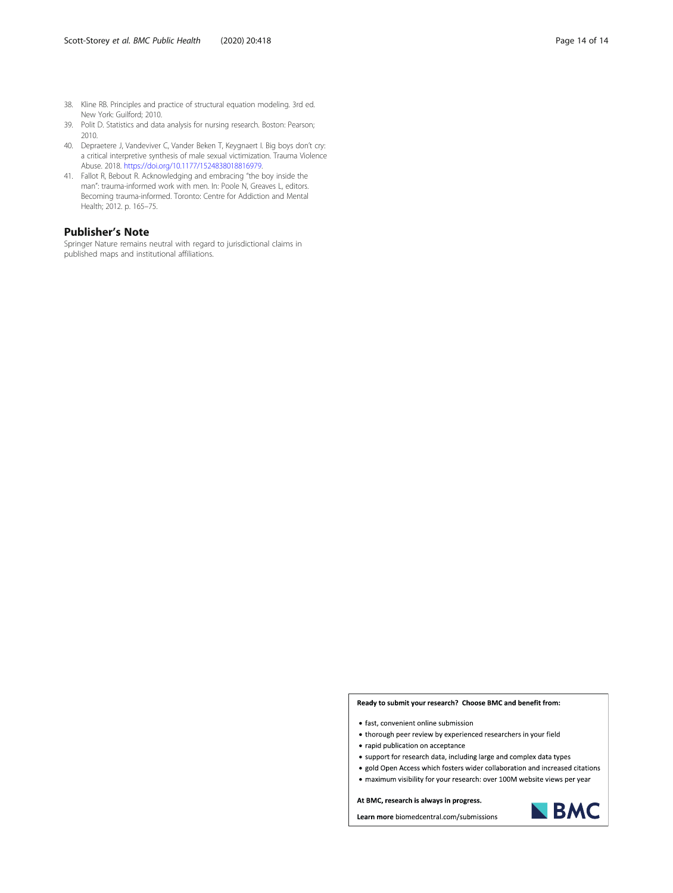38. Kline RB. Principles and practice of structural equation modeling. 3rd ed. New York: Guilford; 2010.
39. Polit D. Statistics and data analysis for nursing research. Boston: Pearson; 2010.
40. Depraetere J, Vandeviver C, Vander Beken T, Keygnaert I. Big boys don't cry: a critical interpretive synthesis of male sexual victimization. Trauma Violence Abuse. 2018. https://doi.org/10.1177/1524838018816979.
41. Fallot R, Bebout R. Acknowledging and embracing "the boy inside the man": trauma-informed work with men. In: Poole N, Greaves L, editors. Becoming trauma-informed. Toronto: Centre for Addiction and Mental Health; 2012. p. 165–75.

## Publisher's Note

Springer Nature remains neutral with regard to jurisdictional claims in published maps and institutional affiliations.

**Ready to submit your research? Choose BMC and benefit from:**

- fast, convenient online submission
- thorough peer review by experienced researchers in your field
- rapid publication on acceptance
- support for research data, including large and complex data types
- gold Open Access which fosters wider collaboration and increased citations
- maximum visibility for your research: over 100M website views per year

**At BMC, research is always in progress.**

**Learn more** biomedcentral.com/submissions

BMC